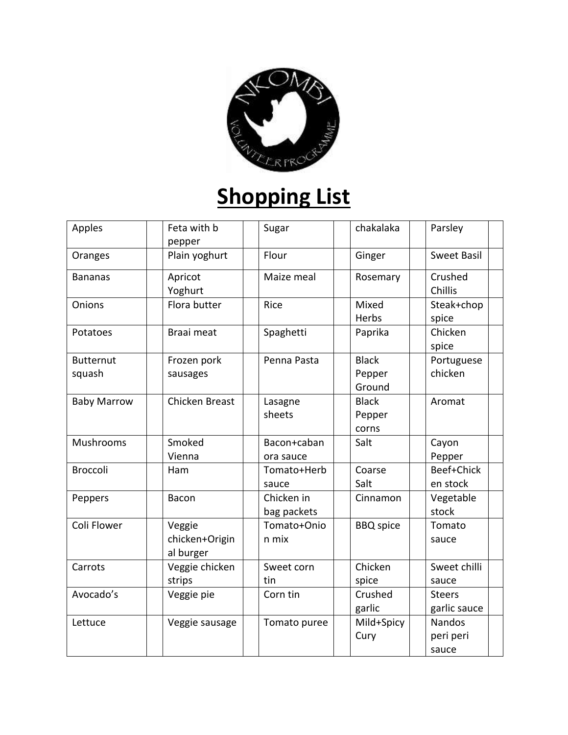# Shopping List

| | | | | | | | | | |
|---|---|---|---|---|---|---|---|---|---|
| Apples | | Feta with b pepper | | Sugar | | chakalaka | | Parsley | |
| Oranges | | Plain yoghurt | | Flour | | Ginger | | Sweet Basil | |
| Bananas | | Apricot Yoghurt | | Maize meal | | Rosemary | | Crushed Chillis | |
| Onions | | Flora butter | | Rice | | Mixed Herbs | | Steak+chop spice | |
| Potatoes | | Braai meat | | Spaghetti | | Paprika | | Chicken spice | |
| Butternut squash | | Frozen pork sausages | | Penna Pasta | | Black Pepper Ground | | Portuguese chicken | |
| Baby Marrow | | Chicken Breast | | Lasagne sheets | | Black Pepper corns | | Aromat | |
| Mushrooms | | Smoked Vienna | | Bacon+cabanora sauce | | Salt | | Cayon Pepper | |
| Broccoli | | Ham | | Tomato+Herb sauce | | Coarse Salt | | Beef+Chicken stock | |
| Peppers | | Bacon | | Chicken in bag packets | | Cinnamon | | Vegetable stock | |
| Coli Flower | | Veggie chicken+Original burger | | Tomato+Onion mix | | BBQ spice | | Tomato sauce | |
| Carrots | | Veggie chicken strips | | Sweet corn tin | | Chicken spice | | Sweet chilli sauce | |
| Avocado's | | Veggie pie | | Corn tin | | Crushed garlic | | Steers garlic sauce | |
| Lettuce | | Veggie sausage | | Tomato puree | | Mild+Spicy Cury | | Nandos peri peri sauce | |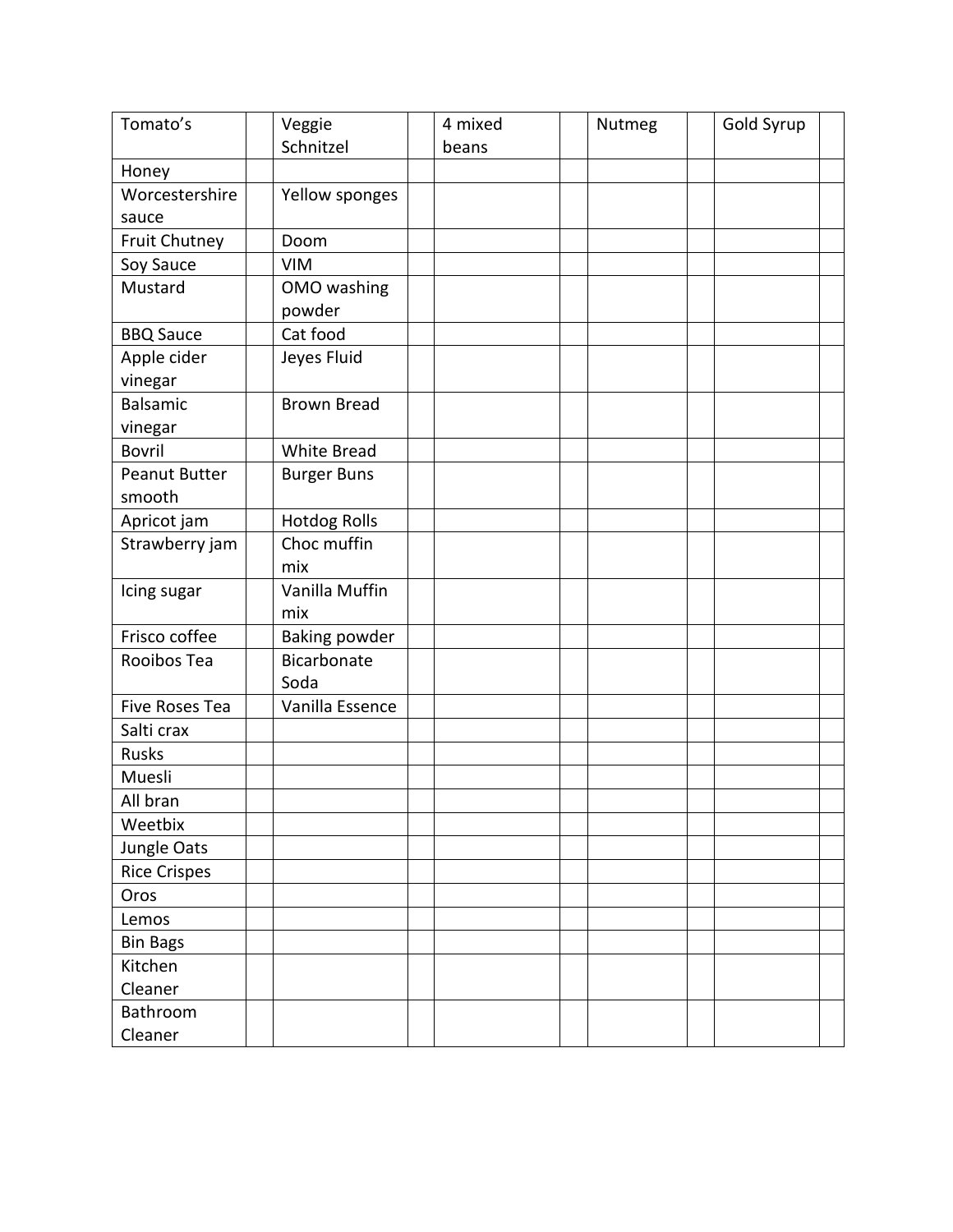| | | | | | | | | | |
|---|---|---|---|---|---|---|---|---|---|
| Tomato's | | Veggie Schnitzel | | 4 mixed beans | | Nutmeg | | Gold Syrup | |
| Honey | | | | | | | | | |
| Worcestershire sauce | | Yellow sponges | | | | | | | |
| Fruit Chutney | | Doom | | | | | | | |
| Soy Sauce | | VIM | | | | | | | |
| Mustard | | OMO washing powder | | | | | | | |
| BBQ Sauce | | Cat food | | | | | | | |
| Apple cider vinegar | | Jeyes Fluid | | | | | | | |
| Balsamic vinegar | | Brown Bread | | | | | | | |
| Bovril | | White Bread | | | | | | | |
| Peanut Butter smooth | | Burger Buns | | | | | | | |
| Apricot jam | | Hotdog Rolls | | | | | | | |
| Strawberry jam | | Choc muffin mix | | | | | | | |
| Icing sugar | | Vanilla Muffin mix | | | | | | | |
| Frisco coffee | | Baking powder | | | | | | | |
| Rooibos Tea | | Bicarbonate Soda | | | | | | | |
| Five Roses Tea | | Vanilla Essence | | | | | | | |
| Salti crax | | | | | | | | | |
| Rusks | | | | | | | | | |
| Muesli | | | | | | | | | |
| All bran | | | | | | | | | |
| Weetbix | | | | | | | | | |
| Jungle Oats | | | | | | | | | |
| Rice Crispes | | | | | | | | | |
| Oros | | | | | | | | | |
| Lemos | | | | | | | | | |
| Bin Bags | | | | | | | | | |
| Kitchen Cleaner | | | | | | | | | |
| Bathroom Cleaner | | | | | | | | | |